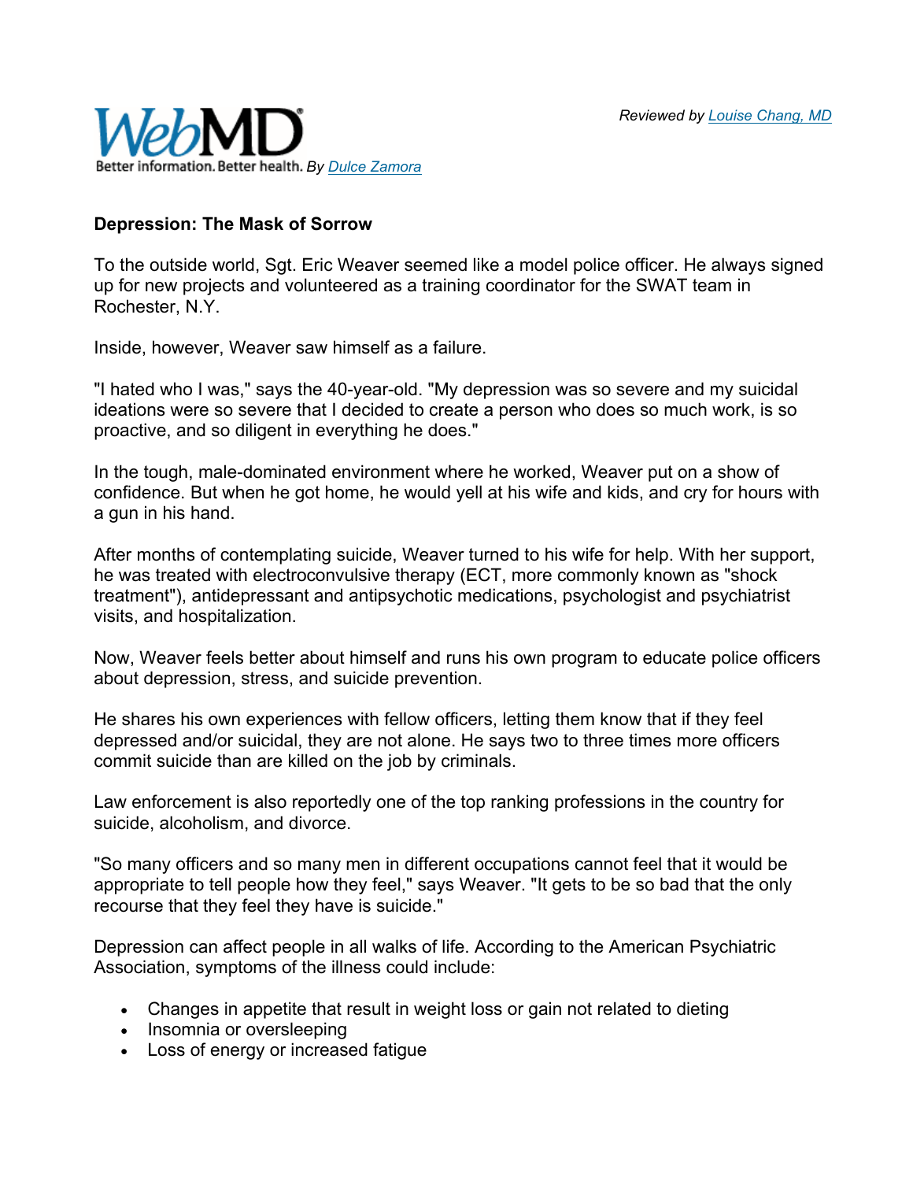*Reviewed by [Louise Chang, MD]*

WebMD

Better information. Better health. *By [Dulce Zamora]*

**Depression: The Mask of Sorrow**

To the outside world, Sgt. Eric Weaver seemed like a model police officer. He always signed up for new projects and volunteered as a training coordinator for the SWAT team in Rochester, N.Y.

Inside, however, Weaver saw himself as a failure.

"I hated who I was," says the 40-year-old. "My depression was so severe and my suicidal ideations were so severe that I decided to create a person who does so much work, is so proactive, and so diligent in everything he does."

In the tough, male-dominated environment where he worked, Weaver put on a show of confidence. But when he got home, he would yell at his wife and kids, and cry for hours with a gun in his hand.

After months of contemplating suicide, Weaver turned to his wife for help. With her support, he was treated with electroconvulsive therapy (ECT, more commonly known as "shock treatment"), antidepressant and antipsychotic medications, psychologist and psychiatrist visits, and hospitalization.

Now, Weaver feels better about himself and runs his own program to educate police officers about depression, stress, and suicide prevention.

He shares his own experiences with fellow officers, letting them know that if they feel depressed and/or suicidal, they are not alone. He says two to three times more officers commit suicide than are killed on the job by criminals.

Law enforcement is also reportedly one of the top ranking professions in the country for suicide, alcoholism, and divorce.

"So many officers and so many men in different occupations cannot feel that it would be appropriate to tell people how they feel," says Weaver. "It gets to be so bad that the only recourse that they feel they have is suicide."

Depression can affect people in all walks of life. According to the American Psychiatric Association, symptoms of the illness could include:

- Changes in appetite that result in weight loss or gain not related to dieting
- Insomnia or oversleeping
- Loss of energy or increased fatigue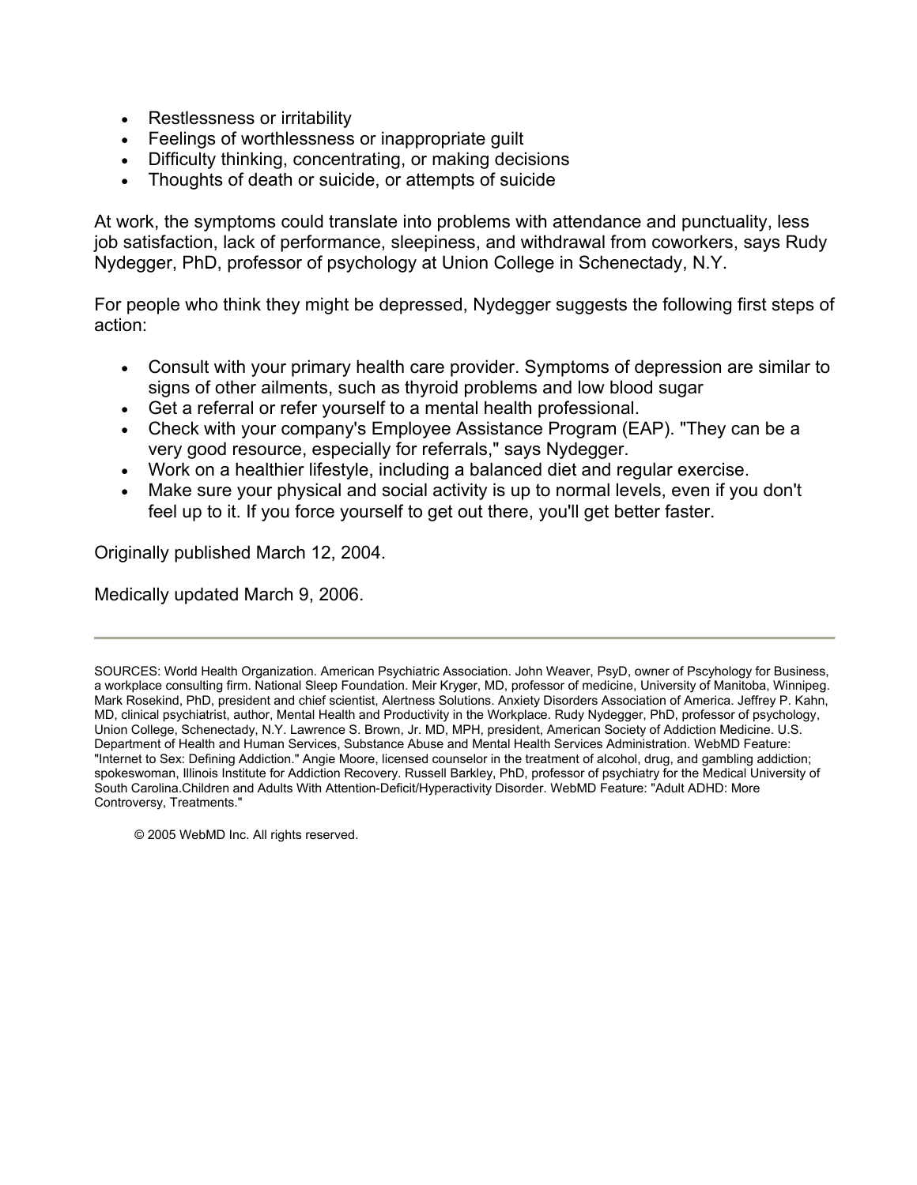- Restlessness or irritability
- Feelings of worthlessness or inappropriate guilt
- Difficulty thinking, concentrating, or making decisions
- Thoughts of death or suicide, or attempts of suicide

At work, the symptoms could translate into problems with attendance and punctuality, less job satisfaction, lack of performance, sleepiness, and withdrawal from coworkers, says Rudy Nydegger, PhD, professor of psychology at Union College in Schenectady, N.Y.

For people who think they might be depressed, Nydegger suggests the following first steps of action:

- Consult with your primary health care provider. Symptoms of depression are similar to signs of other ailments, such as thyroid problems and low blood sugar
- Get a referral or refer yourself to a mental health professional.
- Check with your company's Employee Assistance Program (EAP). "They can be a very good resource, especially for referrals," says Nydegger.
- Work on a healthier lifestyle, including a balanced diet and regular exercise.
- Make sure your physical and social activity is up to normal levels, even if you don't feel up to it. If you force yourself to get out there, you'll get better faster.

Originally published March 12, 2004.

Medically updated March 9, 2006.

---

SOURCES: World Health Organization. American Psychiatric Association. John Weaver, PsyD, owner of Pscyhology for Business, a workplace consulting firm. National Sleep Foundation. Meir Kryger, MD, professor of medicine, University of Manitoba, Winnipeg. Mark Rosekind, PhD, president and chief scientist, Alertness Solutions. Anxiety Disorders Association of America. Jeffrey P. Kahn, MD, clinical psychiatrist, author, Mental Health and Productivity in the Workplace. Rudy Nydegger, PhD, professor of psychology, Union College, Schenectady, N.Y. Lawrence S. Brown, Jr. MD, MPH, president, American Society of Addiction Medicine. U.S. Department of Health and Human Services, Substance Abuse and Mental Health Services Administration. WebMD Feature: "Internet to Sex: Defining Addiction." Angie Moore, licensed counselor in the treatment of alcohol, drug, and gambling addiction; spokeswoman, Illinois Institute for Addiction Recovery. Russell Barkley, PhD, professor of psychiatry for the Medical University of South Carolina.Children and Adults With Attention-Deficit/Hyperactivity Disorder. WebMD Feature: "Adult ADHD: More Controversy, Treatments."

© 2005 WebMD Inc. All rights reserved.